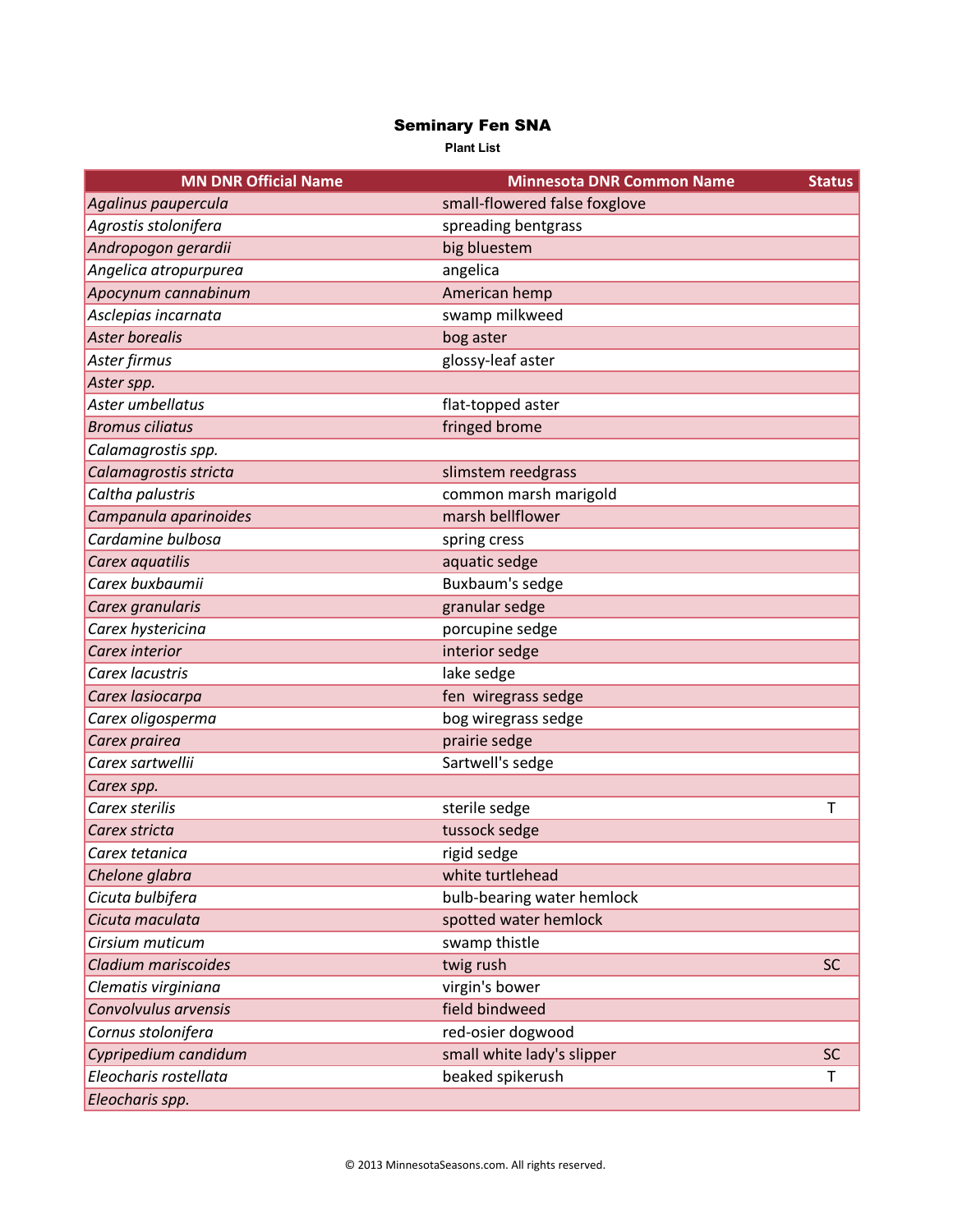# Seminary Fen SNA

**Plant List**

| MN DNR Official Name | Minnesota DNR Common Name | Status |
|---|---|---|
| *Agalinus paupercula* | small-flowered false foxglove | |
| *Agrostis stolonifera* | spreading bentgrass | |
| *Andropogon gerardii* | big bluestem | |
| *Angelica atropurpurea* | angelica | |
| *Apocynum cannabinum* | American hemp | |
| *Asclepias incarnata* | swamp milkweed | |
| *Aster borealis* | bog aster | |
| *Aster firmus* | glossy-leaf aster | |
| *Aster spp.* | | |
| *Aster umbellatus* | flat-topped aster | |
| *Bromus ciliatus* | fringed brome | |
| *Calamagrostis spp.* | | |
| *Calamagrostis stricta* | slimstem reedgrass | |
| *Caltha palustris* | common marsh marigold | |
| *Campanula aparinoides* | marsh bellflower | |
| *Cardamine bulbosa* | spring cress | |
| *Carex aquatilis* | aquatic sedge | |
| *Carex buxbaumii* | Buxbaum's sedge | |
| *Carex granularis* | granular sedge | |
| *Carex hystericina* | porcupine sedge | |
| *Carex interior* | interior sedge | |
| *Carex lacustris* | lake sedge | |
| *Carex lasiocarpa* | fen wiregrass sedge | |
| *Carex oligosperma* | bog wiregrass sedge | |
| *Carex prairea* | prairie sedge | |
| *Carex sartwellii* | Sartwell's sedge | |
| *Carex spp.* | | |
| *Carex sterilis* | sterile sedge | T |
| *Carex stricta* | tussock sedge | |
| *Carex tetanica* | rigid sedge | |
| *Chelone glabra* | white turtlehead | |
| *Cicuta bulbifera* | bulb-bearing water hemlock | |
| *Cicuta maculata* | spotted water hemlock | |
| *Cirsium muticum* | swamp thistle | |
| *Cladium mariscoides* | twig rush | SC |
| *Clematis virginiana* | virgin's bower | |
| *Convolvulus arvensis* | field bindweed | |
| *Cornus stolonifera* | red-osier dogwood | |
| *Cypripedium candidum* | small white lady's slipper | SC |
| *Eleocharis rostellata* | beaked spikerush | T |
| *Eleocharis spp.* | | |

© 2013 MinnesotaSeasons.com. All rights reserved.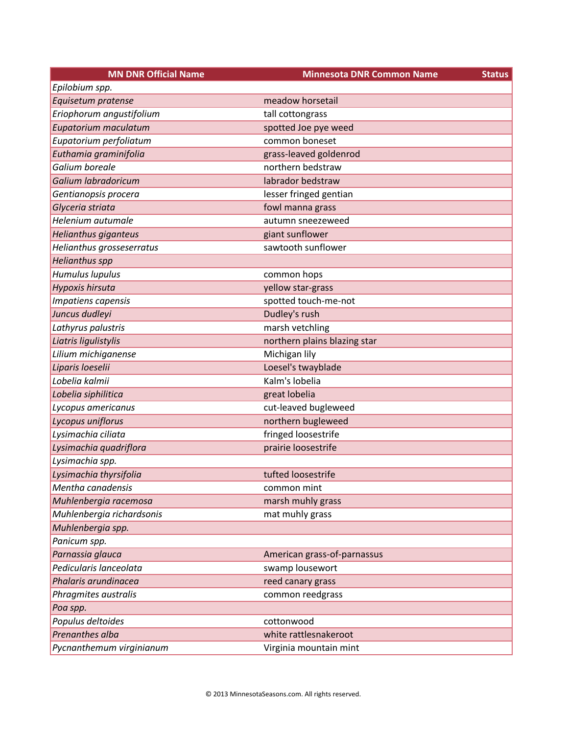| MN DNR Official Name | Minnesota DNR Common Name | Status |
|---|---|---|
| *Epilobium spp.* | | |
| *Equisetum pratense* | meadow horsetail | |
| *Eriophorum angustifolium* | tall cottongrass | |
| *Eupatorium maculatum* | spotted Joe pye weed | |
| *Eupatorium perfoliatum* | common boneset | |
| *Euthamia graminifolia* | grass-leaved goldenrod | |
| *Galium boreale* | northern bedstraw | |
| *Galium labradoricum* | labrador bedstraw | |
| *Gentianopsis procera* | lesser fringed gentian | |
| *Glyceria striata* | fowl manna grass | |
| *Helenium autumale* | autumn sneezeweed | |
| *Helianthus giganteus* | giant sunflower | |
| *Helianthus grosseserratus* | sawtooth sunflower | |
| *Helianthus spp* | | |
| *Humulus lupulus* | common hops | |
| *Hypoxis hirsuta* | yellow star-grass | |
| *Impatiens capensis* | spotted touch-me-not | |
| *Juncus dudleyi* | Dudley's rush | |
| *Lathyrus palustris* | marsh vetchling | |
| *Liatris ligulistylis* | northern plains blazing star | |
| *Lilium michiganense* | Michigan lily | |
| *Liparis loeselii* | Loesel's twayblade | |
| *Lobelia kalmii* | Kalm's lobelia | |
| *Lobelia siphilitica* | great lobelia | |
| *Lycopus americanus* | cut-leaved bugleweed | |
| *Lycopus uniflorus* | northern bugleweed | |
| *Lysimachia ciliata* | fringed loosestrife | |
| *Lysimachia quadriflora* | prairie loosestrife | |
| *Lysimachia spp.* | | |
| *Lysimachia thyrsifolia* | tufted loosestrife | |
| *Mentha canadensis* | common mint | |
| *Muhlenbergia racemosa* | marsh muhly grass | |
| *Muhlenbergia richardsonis* | mat muhly grass | |
| *Muhlenbergia spp.* | | |
| *Panicum spp.* | | |
| *Parnassia glauca* | American grass-of-parnassus | |
| *Pedicularis lanceolata* | swamp lousewort | |
| *Phalaris arundinacea* | reed canary grass | |
| *Phragmites australis* | common reedgrass | |
| *Poa spp.* | | |
| *Populus deltoides* | cottonwood | |
| *Prenanthes alba* | white rattlesnakeroot | |
| *Pycnanthemum virginianum* | Virginia mountain mint | |

© 2013 MinnesotaSeasons.com. All rights reserved.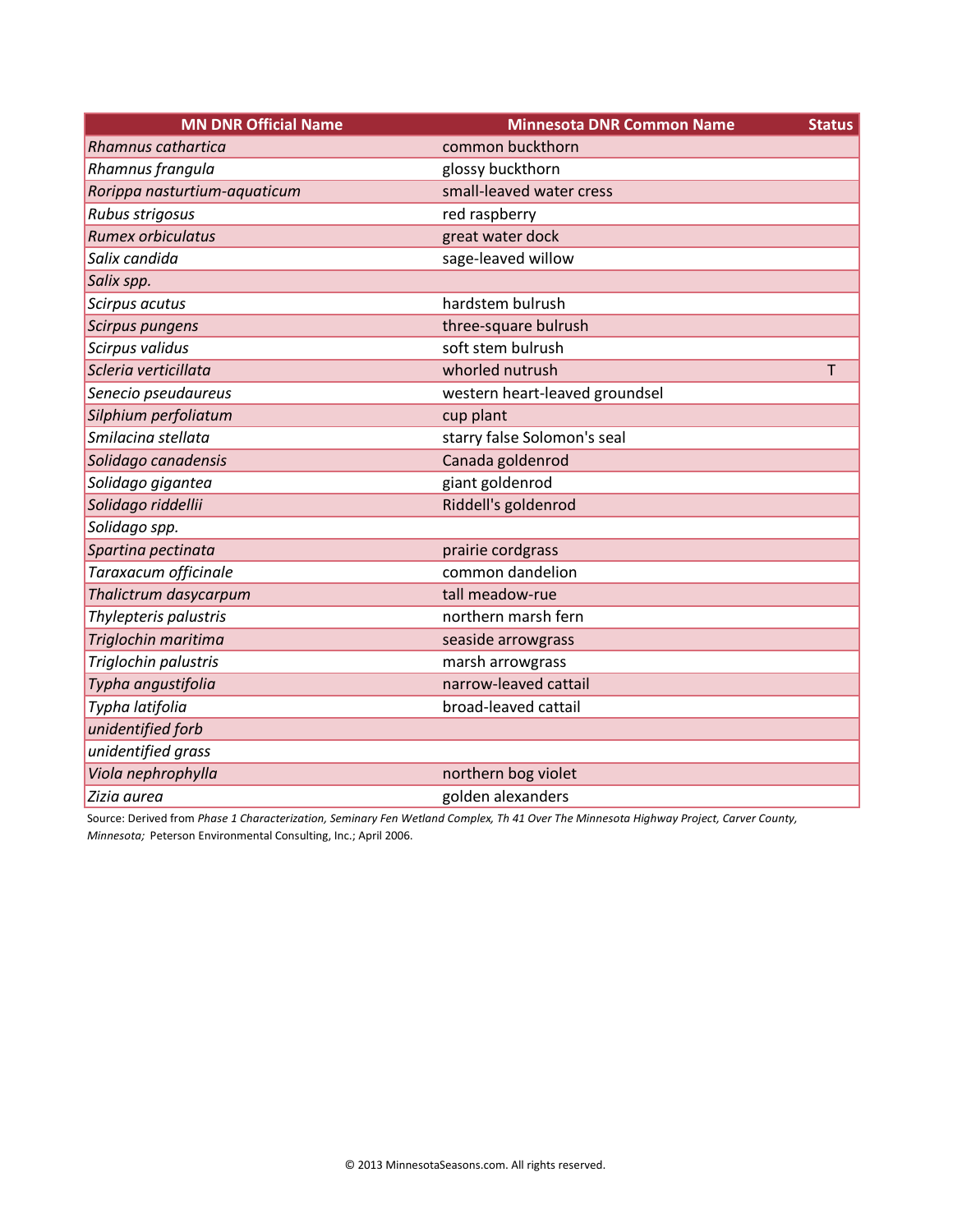| MN DNR Official Name | Minnesota DNR Common Name | Status |
| --- | --- | --- |
| *Rhamnus cathartica* | common buckthorn | |
| *Rhamnus frangula* | glossy buckthorn | |
| *Rorippa nasturtium-aquaticum* | small-leaved water cress | |
| *Rubus strigosus* | red raspberry | |
| *Rumex orbiculatus* | great water dock | |
| *Salix candida* | sage-leaved willow | |
| *Salix spp.* | | |
| *Scirpus acutus* | hardstem bulrush | |
| *Scirpus pungens* | three-square bulrush | |
| *Scirpus validus* | soft stem bulrush | |
| *Scleria verticillata* | whorled nutrush | T |
| *Senecio pseudaureus* | western heart-leaved groundsel | |
| *Silphium perfoliatum* | cup plant | |
| *Smilacina stellata* | starry false Solomon's seal | |
| *Solidago canadensis* | Canada goldenrod | |
| *Solidago gigantea* | giant goldenrod | |
| *Solidago riddellii* | Riddell's goldenrod | |
| *Solidago spp.* | | |
| *Spartina pectinata* | prairie cordgrass | |
| *Taraxacum officinale* | common dandelion | |
| *Thalictrum dasycarpum* | tall meadow-rue | |
| *Thylepteris palustris* | northern marsh fern | |
| *Triglochin maritima* | seaside arrowgrass | |
| *Triglochin palustris* | marsh arrowgrass | |
| *Typha angustifolia* | narrow-leaved cattail | |
| *Typha latifolia* | broad-leaved cattail | |
| *unidentified forb* | | |
| *unidentified grass* | | |
| *Viola nephrophylla* | northern bog violet | |
| *Zizia aurea* | golden alexanders | |

Source: Derived from *Phase 1 Characterization, Seminary Fen Wetland Complex, Th 41 Over The Minnesota Highway Project, Carver County, Minnesota;* Peterson Environmental Consulting, Inc.; April 2006.

© 2013 MinnesotaSeasons.com. All rights reserved.